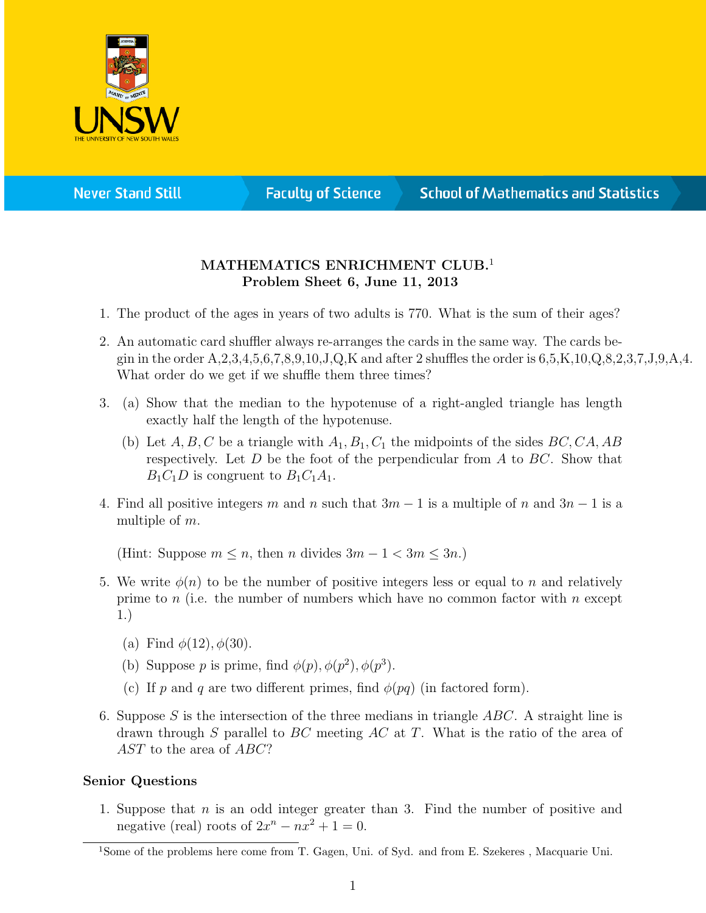# MATHEMATICS ENRICHMENT CLUB.[1]
## Problem Sheet 6, June 11, 2013

1. The product of the ages in years of two adults is 770. What is the sum of their ages?

2. An automatic card shuffler always re-arranges the cards in the same way. The cards begin in the order A,2,3,4,5,6,7,8,9,10,J,Q,K and after 2 shuffles the order is 6,5,K,10,Q,8,2,3,7,J,9,A,4. What order do we get if we shuffle them three times?

3. (a) Show that the median to the hypotenuse of a right-angled triangle has length exactly half the length of the hypotenuse.

   (b) Let $A, B, C$ be a triangle with $A_1, B_1, C_1$ the midpoints of the sides $BC, CA, AB$ respectively. Let $D$ be the foot of the perpendicular from $A$ to $BC$. Show that $B_1C_1D$ is congruent to $B_1C_1A_1$.

4. Find all positive integers $m$ and $n$ such that $3m - 1$ is a multiple of $n$ and $3n - 1$ is a multiple of $m$.

   (Hint: Suppose $m \leq n$, then $n$ divides $3m - 1 < 3m \leq 3n$.)

5. We write $\phi(n)$ to be the number of positive integers less or equal to $n$ and relatively prime to $n$ (i.e. the number of numbers which have no common factor with $n$ except 1.)

   (a) Find $\phi(12), \phi(30)$.

   (b) Suppose $p$ is prime, find $\phi(p), \phi(p^2), \phi(p^3)$.

   (c) If $p$ and $q$ are two different primes, find $\phi(pq)$ (in factored form).

6. Suppose $S$ is the intersection of the three medians in triangle $ABC$. A straight line is drawn through $S$ parallel to $BC$ meeting $AC$ at $T$. What is the ratio of the area of $AST$ to the area of $ABC$?

### Senior Questions

1. Suppose that $n$ is an odd integer greater than 3. Find the number of positive and negative (real) roots of $2x^n - nx^2 + 1 = 0$.

---

[1] Some of the problems here come from T. Gagen, Uni. of Syd. and from E. Szekeres , Macquarie Uni.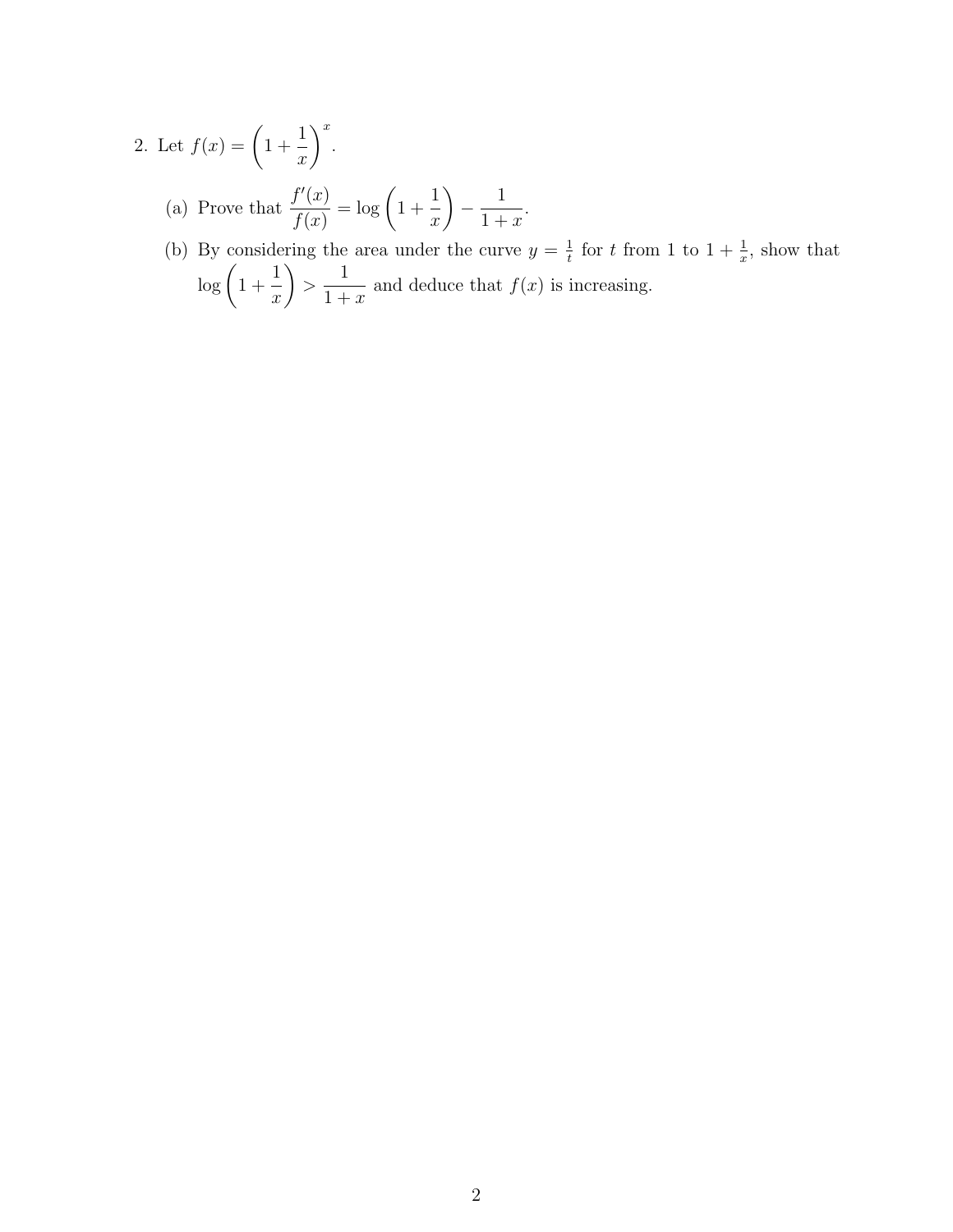2. Let $f(x) = \left(1 + \frac{1}{x}\right)^x$.

   (a) Prove that $\dfrac{f'(x)}{f(x)} = \log\left(1 + \dfrac{1}{x}\right) - \dfrac{1}{1+x}$.

   (b) By considering the area under the curve $y = \frac{1}{t}$ for $t$ from 1 to $1 + \frac{1}{x}$, show that $\log\left(1 + \dfrac{1}{x}\right) > \dfrac{1}{1+x}$ and deduce that $f(x)$ is increasing.